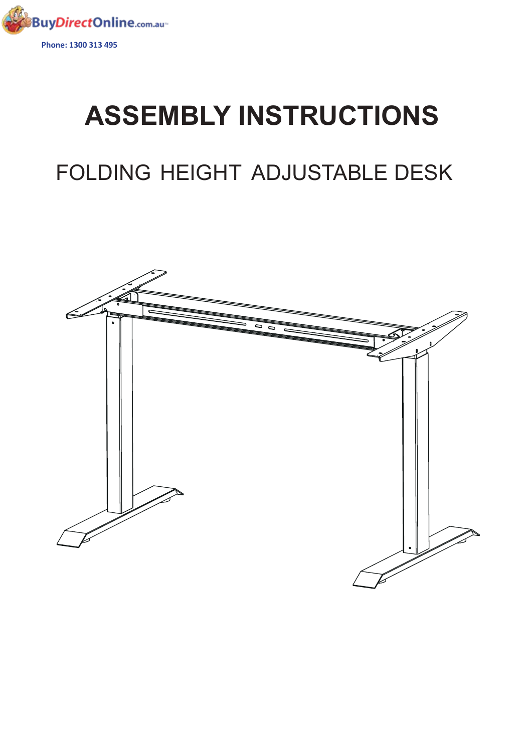BuyDirectOnline.com.au

Phone: 1300 313 495

# ASSEMBLY INSTRUCTIONS

## FOLDING HEIGHT ADJUSTABLE DESK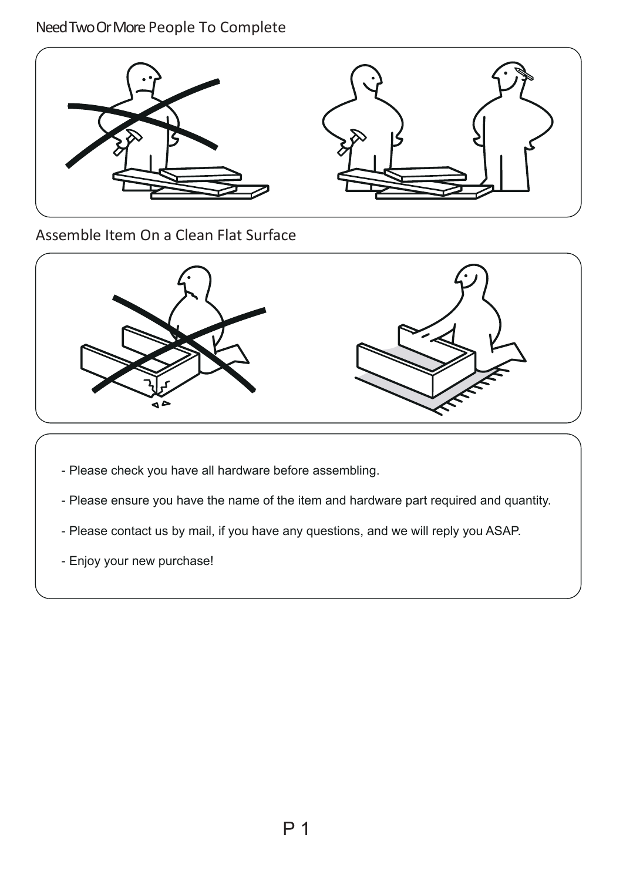## Need Two Or More People To Complete

## Assemble Item On a Clean Flat Surface

- Please check you have all hardware before assembling.
- Please ensure you have the name of the item and hardware part required and quantity.
- Please contact us by mail, if you have any questions, and we will reply you ASAP.
- Enjoy your new purchase!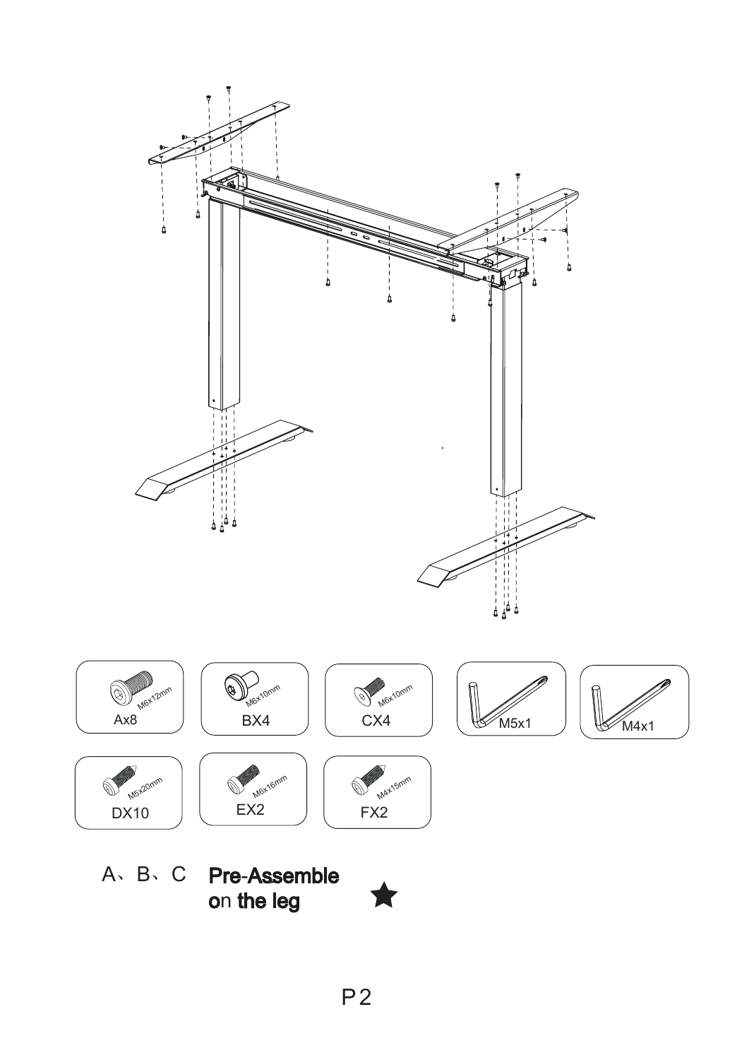| | | | | |
|---|---|---|---|---|
| M6x12mm Ax8 | M6x10mm BX4 | M6x10mm CX4 | M5x1 | M4x1 |
| M5x20mm DX10 | M6x16mm EX2 | M4x15mm FX2 | | |

A、B、C **Pre-Assemble on the leg** ★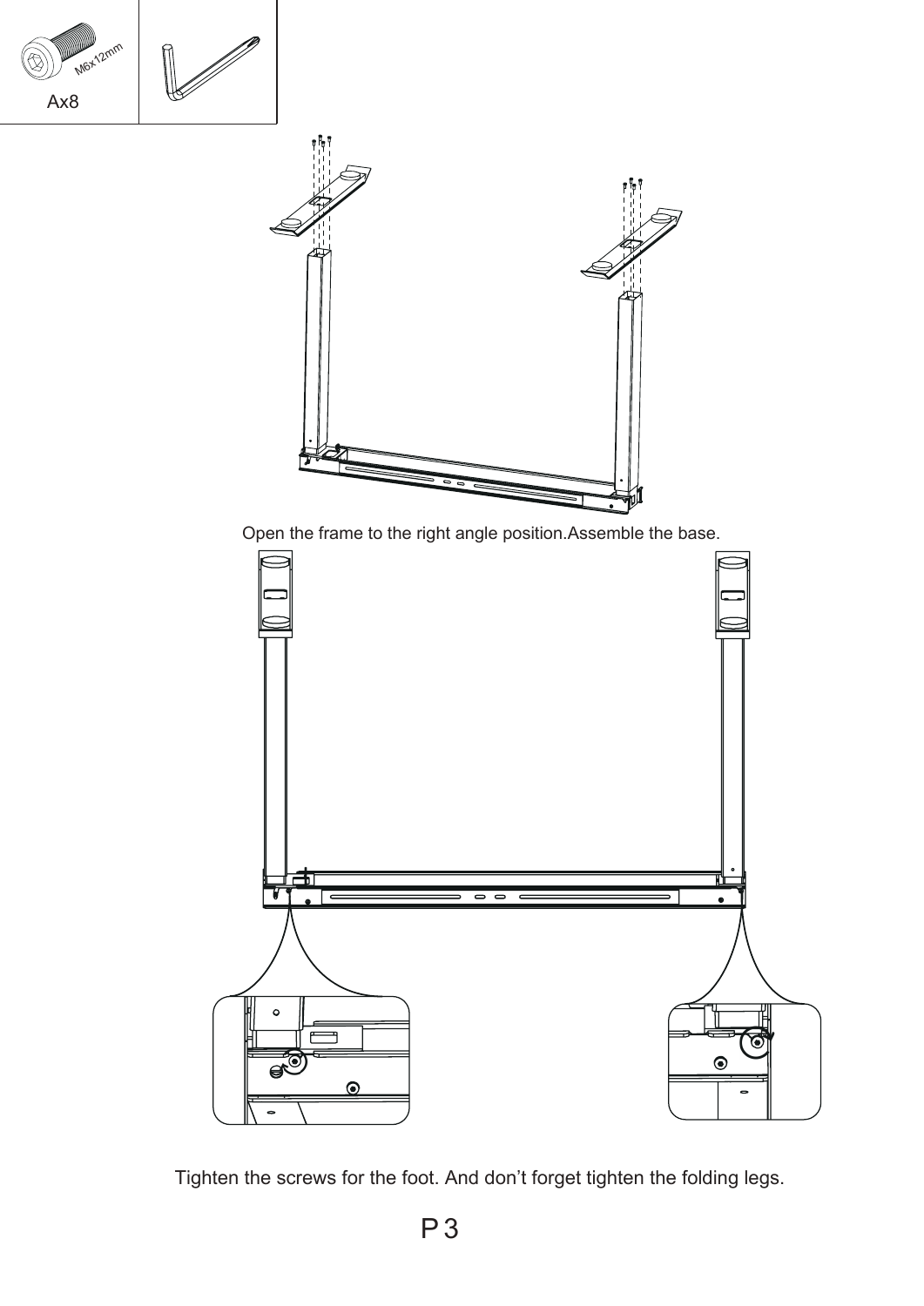M6x12mm

Ax8

Open the frame to the right angle position.Assemble the base.

Tighten the screws for the foot. And don't forget tighten the folding legs.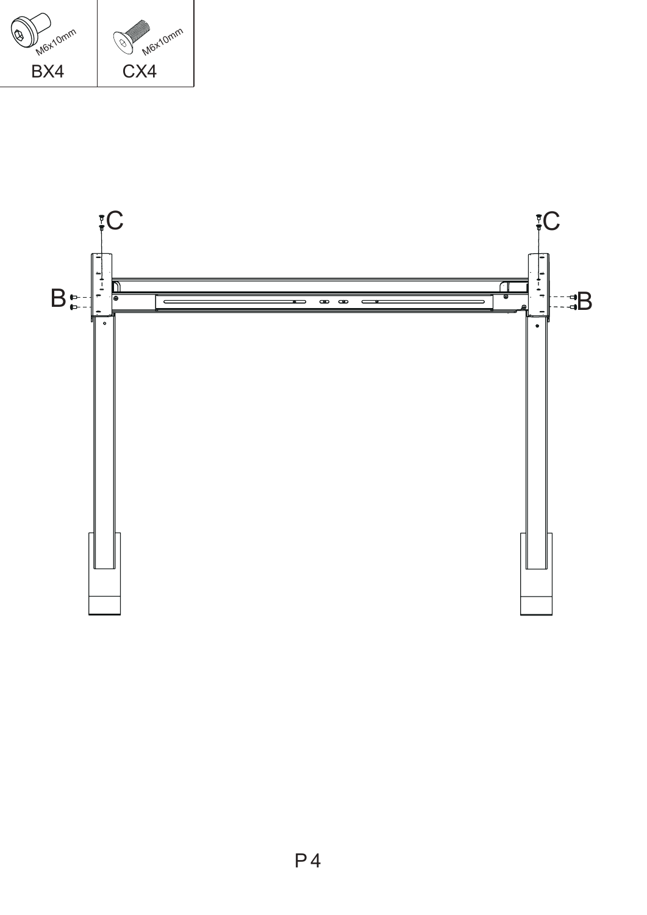| M6x10mm | M6x10mm |
| --- | --- |
| BX4 | CX4 |

C C

B B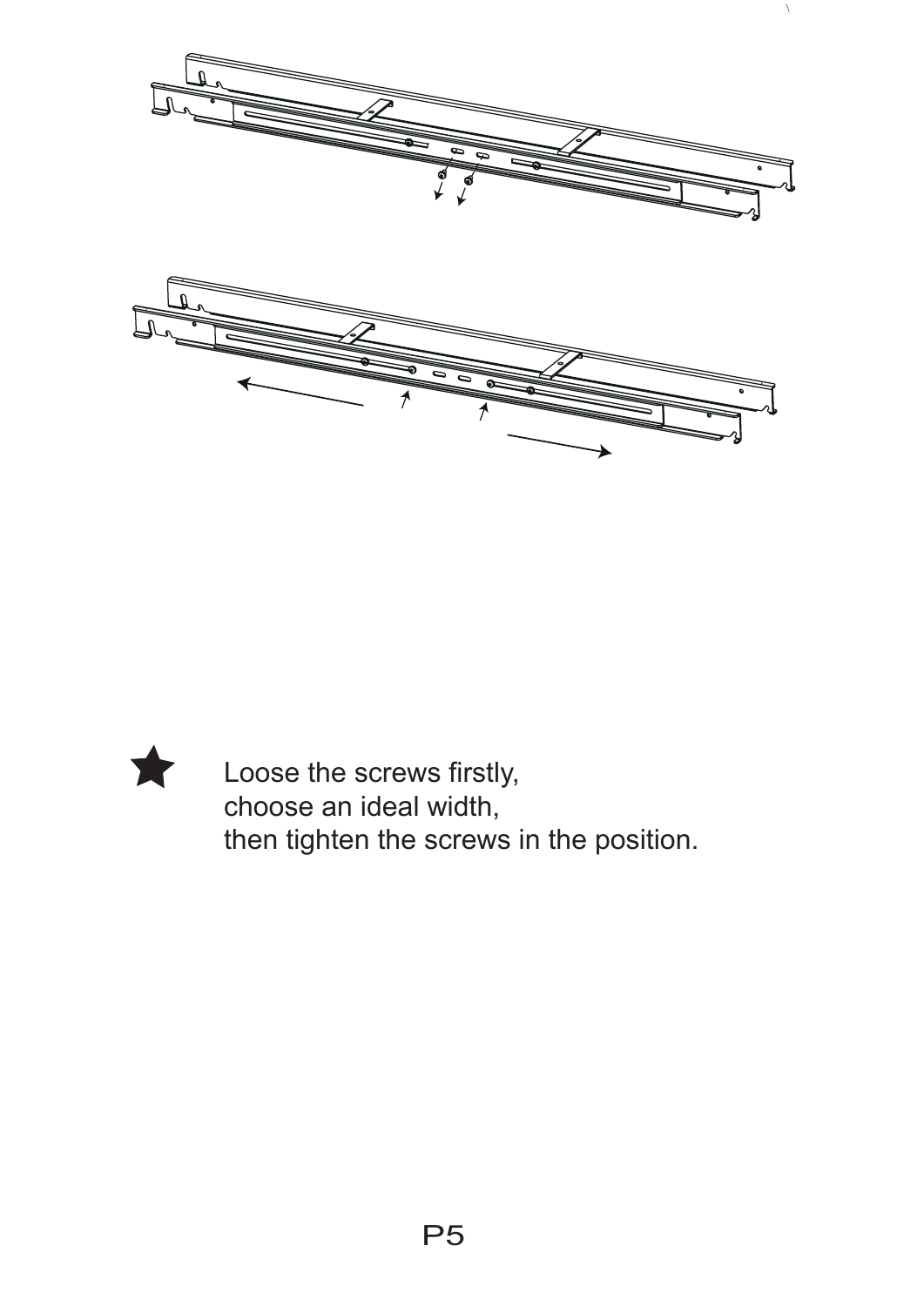★ Loose the screws firstly,
choose an ideal width,
then tighten the screws in the position.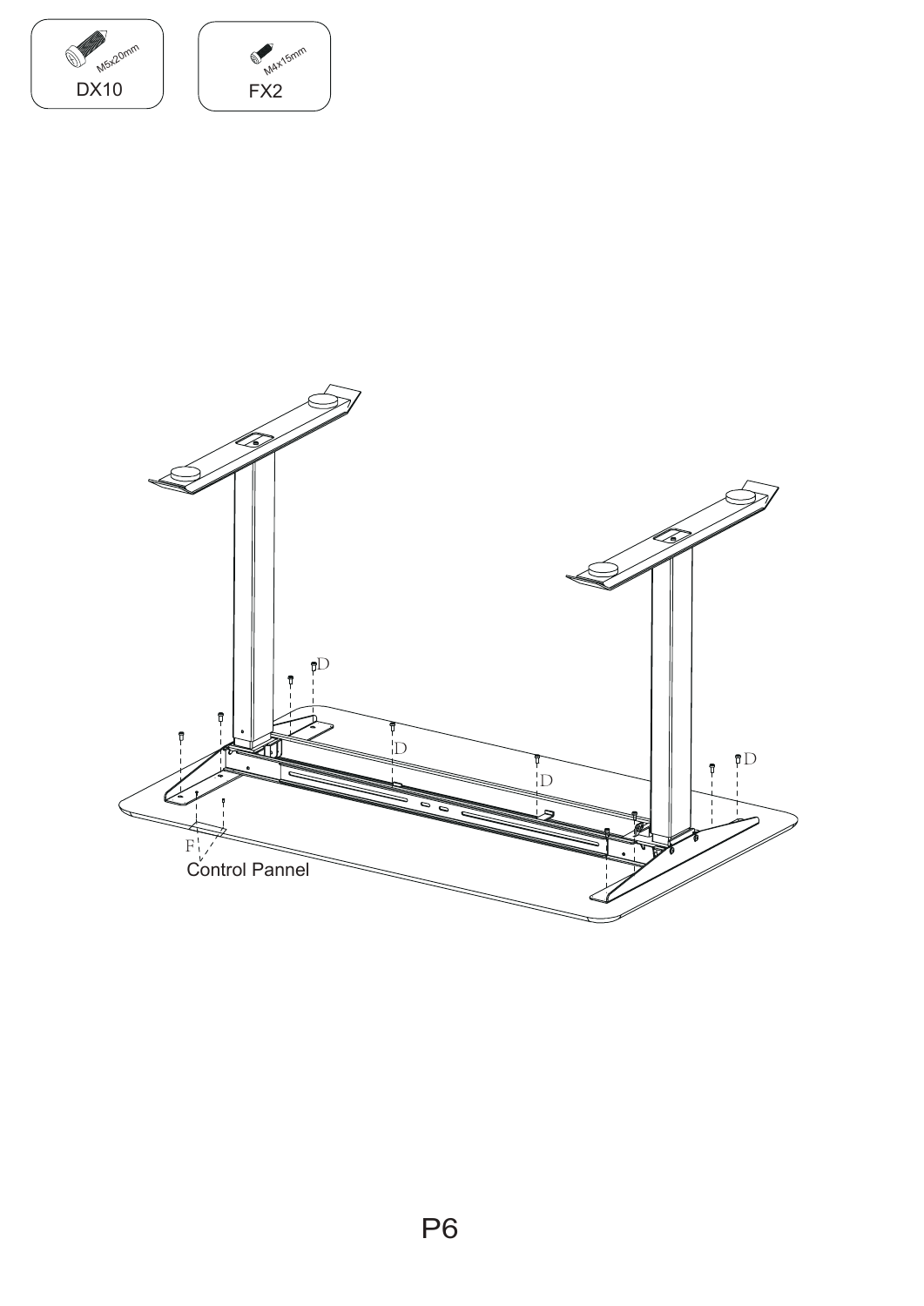M5x20mm

DX10

M4x15mm

FX2

D

D

D

D

F

Control Pannel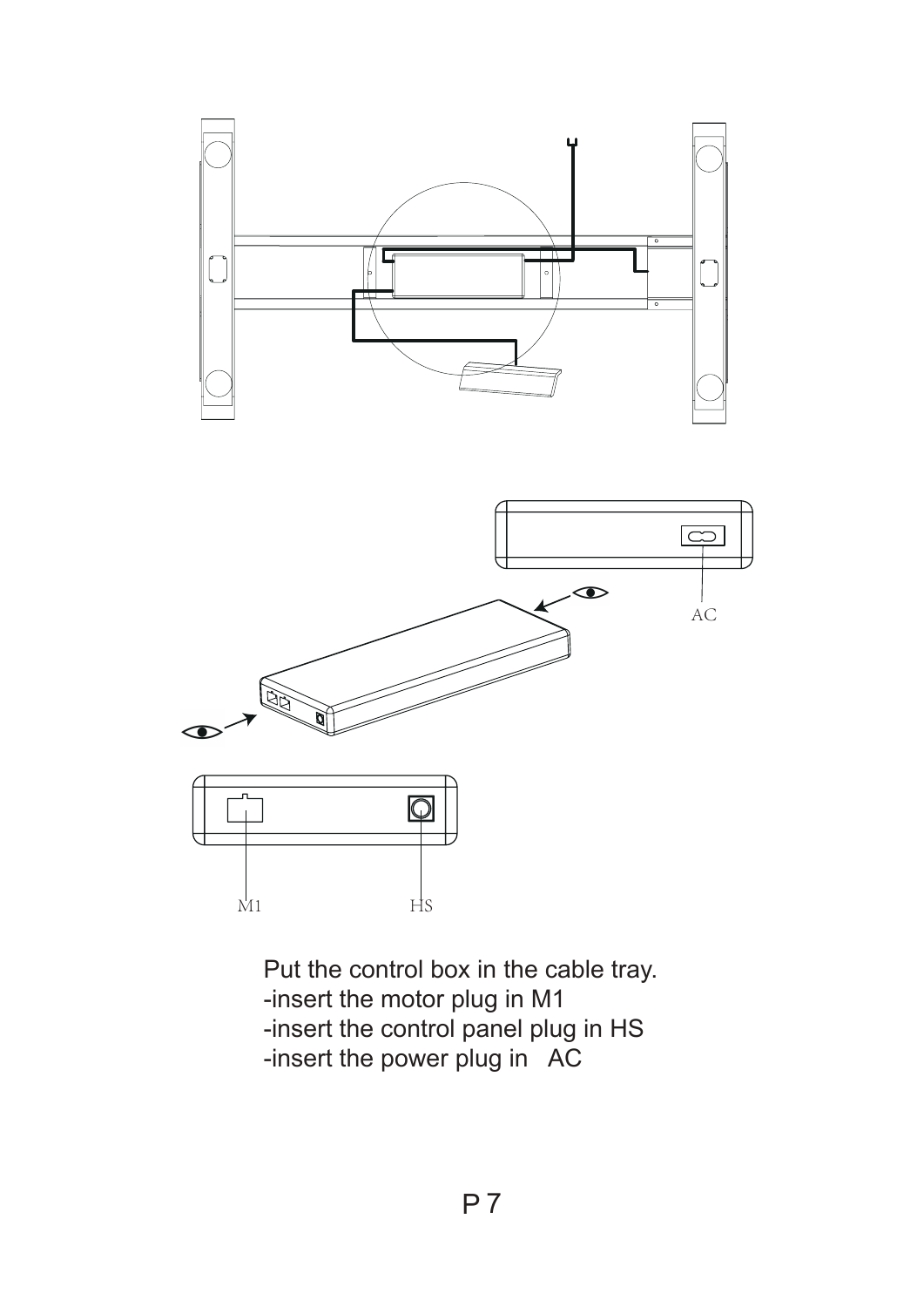AC

M1

HS

Put the control box in the cable tray.
-insert the motor plug in M1
-insert the control panel plug in HS
-insert the power plug in AC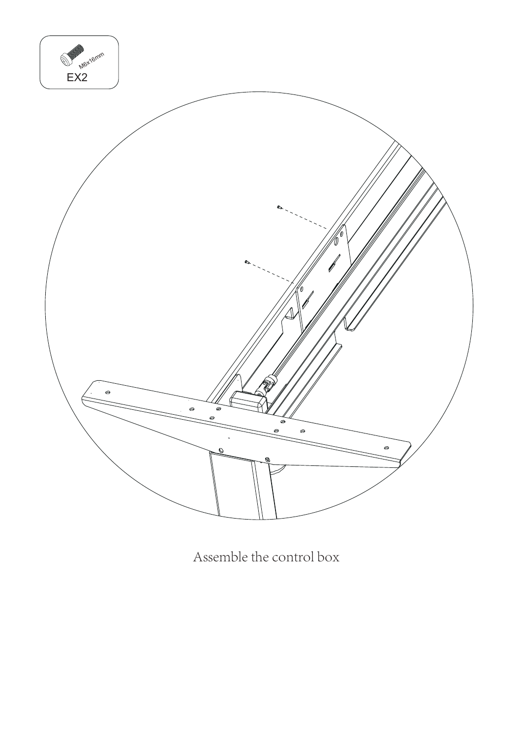M6x16mm

EX2

Assemble the control box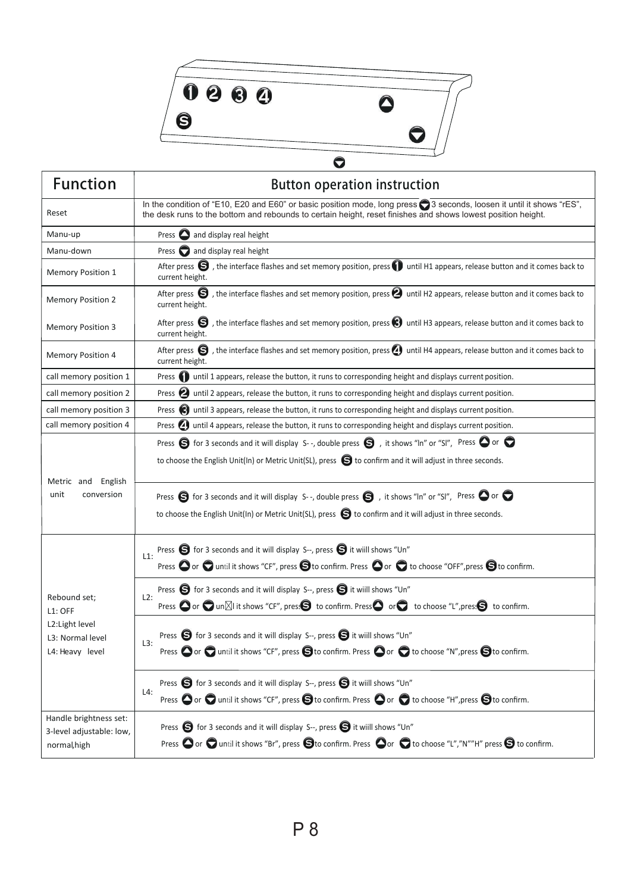| Function | Button operation instruction |
|---|---|
| Reset | In the condition of "E10, E20 and E60" or basic position mode, long press ▼ 3 seconds, loosen it until it shows "rES", the desk runs to the bottom and rebounds to certain height, reset finishes and shows lowest position height. |
| Manu-up | Press ▲ and display real height |
| Manu-down | Press ▼ and display real height |
| Memory Position 1 | After press S , the interface flashes and set memory position, press 1 until H1 appears, release button and it comes back to current height. |
| Memory Position 2 | After press S , the interface flashes and set memory position, press 2 until H2 appears, release button and it comes back to current height. |
| Memory Position 3 | After press S , the interface flashes and set memory position, press 3 until H3 appears, release button and it comes back to current height. |
| Memory Position 4 | After press S , the interface flashes and set memory position, press 4 until H4 appears, release button and it comes back to current height. |
| call memory position 1 | Press 1 until 1 appears, release the button, it runs to corresponding height and displays current position. |
| call memory position 2 | Press 2 until 2 appears, release the button, it runs to corresponding height and displays current position. |
| call memory position 3 | Press 3 until 3 appears, release the button, it runs to corresponding height and displays current position. |
| call memory position 4 | Press 4 until 4 appears, release the button, it runs to corresponding height and displays current position. |
| Metric and English unit conversion | Press S for 3 seconds and it will display S- -, double press S , it shows "In" or "Sl", Press ▲ or ▼ to choose the English Unit(In) or Metric Unit(SL), press S to confirm and it will adjust in three seconds. |
| | Press S for 3 seconds and it will display S- -, double press S , it shows "In" or "Sl", Press ▲ or ▼ to choose the English Unit(In) or Metric Unit(SL), press S to confirm and it will adjust in three seconds. |
| Rebound set; L1: OFF L2:Light level L3: Normal level L4: Heavy level | L1: Press S for 3 seconds and it will display S--, press S it wiill shows "Un" Press ▲ or ▼ until it shows "CF", press S to confirm. Press ▲ or ▼ to choose "OFF",press S to confirm. |
| | L2: Press S for 3 seconds and it will display S--, press S it wiill shows "Un" Press ▲ or ▼ until it shows "CF", press S to confirm. Press ▲ or ▼ to choose "L",press S to confirm. |
| | L3: Press S for 3 seconds and it will display S--, press S it wiill shows "Un" Press ▲ or ▼ until it shows "CF", press S to confirm. Press ▲ or ▼ to choose "N",press S to confirm. |
| | L4: Press S for 3 seconds and it will display S--, press S it wiill shows "Un" Press ▲ or ▼ until it shows "CF", press S to confirm. Press ▲ or ▼ to choose "H",press S to confirm. |
| Handle brightness set: 3-level adjustable: low, normal,high | Press S for 3 seconds and it will display S--, press S it wiill shows "Un" Press ▲ or ▼ until it shows "Br", press S to confirm. Press ▲ or ▼ to choose "L","N""H" press S to confirm. |